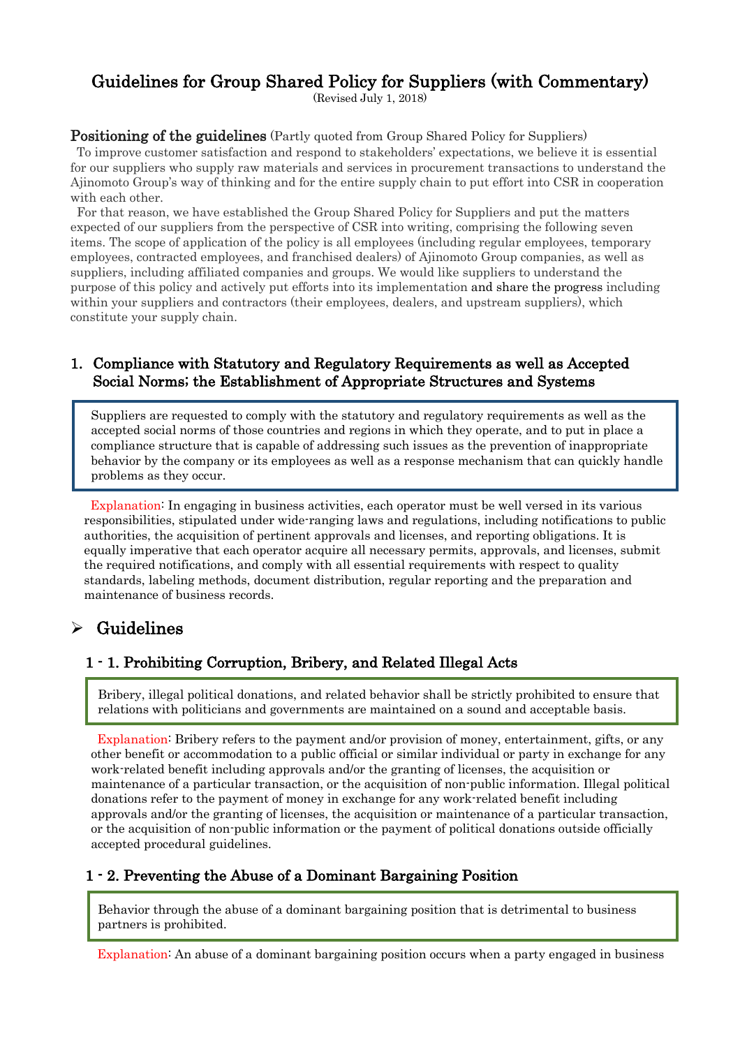# Guidelines for Group Shared Policy for Suppliers (with Commentary)

(Revised July 1, 2018)

**Positioning of the guidelines** (Partly quoted from Group Shared Policy for Suppliers)

To improve customer satisfaction and respond to stakeholders' expectations, we believe it is essential for our suppliers who supply raw materials and services in procurement transactions to understand the Ajinomoto Group's way of thinking and for the entire supply chain to put effort into CSR in cooperation with each other.

For that reason, we have established the Group Shared Policy for Suppliers and put the matters expected of our suppliers from the perspective of CSR into writing, comprising the following seven items. The scope of application of the policy is all employees (including regular employees, temporary employees, contracted employees, and franchised dealers) of Ajinomoto Group companies, as well as suppliers, including affiliated companies and groups. We would like suppliers to understand the purpose of this policy and actively put efforts into its implementation and share the progress including within your suppliers and contractors (their employees, dealers, and upstream suppliers), which constitute your supply chain.

## 1. Compliance with Statutory and Regulatory Requirements as well as Accepted Social Norms; the Establishment of Appropriate Structures and Systems

> Suppliers are requested to comply with the statutory and regulatory requirements as well as the accepted social norms of those countries and regions in which they operate, and to put in place a compliance structure that is capable of addressing such issues as the prevention of inappropriate behavior by the company or its employees as well as a response mechanism that can quickly handle problems as they occur.

Explanation: In engaging in business activities, each operator must be well versed in its various responsibilities, stipulated under wide-ranging laws and regulations, including notifications to public authorities, the acquisition of pertinent approvals and licenses, and reporting obligations. It is equally imperative that each operator acquire all necessary permits, approvals, and licenses, submit the required notifications, and comply with all essential requirements with respect to quality standards, labeling methods, document distribution, regular reporting and the preparation and maintenance of business records.

## Guidelines

### 1 - 1. Prohibiting Corruption, Bribery, and Related Illegal Acts

> Bribery, illegal political donations, and related behavior shall be strictly prohibited to ensure that relations with politicians and governments are maintained on a sound and acceptable basis.

Explanation: Bribery refers to the payment and/or provision of money, entertainment, gifts, or any other benefit or accommodation to a public official or similar individual or party in exchange for any work-related benefit including approvals and/or the granting of licenses, the acquisition or maintenance of a particular transaction, or the acquisition of non-public information. Illegal political donations refer to the payment of money in exchange for any work-related benefit including approvals and/or the granting of licenses, the acquisition or maintenance of a particular transaction, or the acquisition of non-public information or the payment of political donations outside officially accepted procedural guidelines.

### 1 - 2. Preventing the Abuse of a Dominant Bargaining Position

> Behavior through the abuse of a dominant bargaining position that is detrimental to business partners is prohibited.

Explanation: An abuse of a dominant bargaining position occurs when a party engaged in business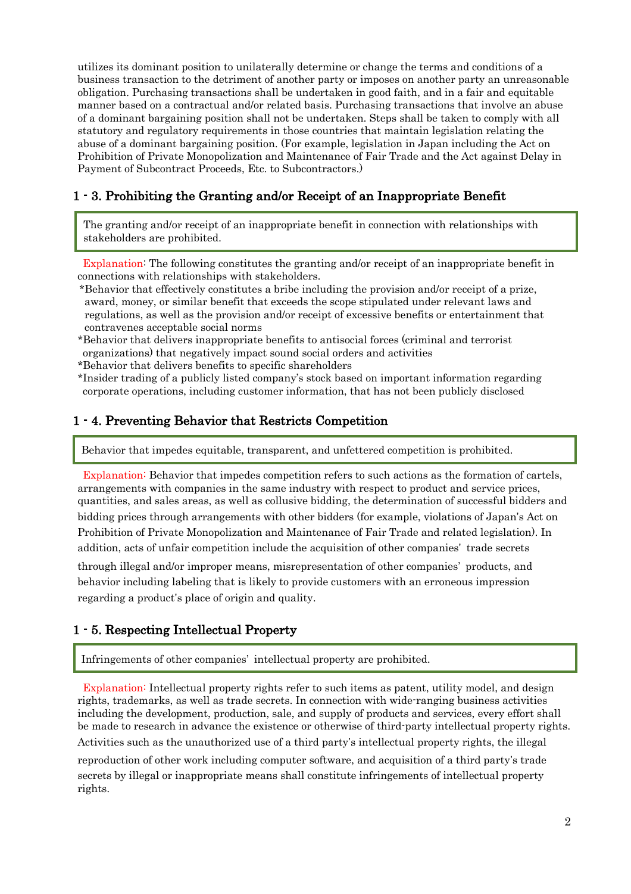utilizes its dominant position to unilaterally determine or change the terms and conditions of a business transaction to the detriment of another party or imposes on another party an unreasonable obligation. Purchasing transactions shall be undertaken in good faith, and in a fair and equitable manner based on a contractual and/or related basis. Purchasing transactions that involve an abuse of a dominant bargaining position shall not be undertaken. Steps shall be taken to comply with all statutory and regulatory requirements in those countries that maintain legislation relating the abuse of a dominant bargaining position. (For example, legislation in Japan including the Act on Prohibition of Private Monopolization and Maintenance of Fair Trade and the Act against Delay in Payment of Subcontract Proceeds, Etc. to Subcontractors.)

## 1 - 3. Prohibiting the Granting and/or Receipt of an Inappropriate Benefit

The granting and/or receipt of an inappropriate benefit in connection with relationships with stakeholders are prohibited.

Explanation: The following constitutes the granting and/or receipt of an inappropriate benefit in connections with relationships with stakeholders.

*Behavior that effectively constitutes a bribe including the provision and/or receipt of a prize, award, money, or similar benefit that exceeds the scope stipulated under relevant laws and regulations, as well as the provision and/or receipt of excessive benefits or entertainment that contravenes acceptable social norms

*Behavior that delivers inappropriate benefits to antisocial forces (criminal and terrorist organizations) that negatively impact sound social orders and activities

*Behavior that delivers benefits to specific shareholders

*Insider trading of a publicly listed company's stock based on important information regarding corporate operations, including customer information, that has not been publicly disclosed

## 1 - 4. Preventing Behavior that Restricts Competition

Behavior that impedes equitable, transparent, and unfettered competition is prohibited.

Explanation: Behavior that impedes competition refers to such actions as the formation of cartels, arrangements with companies in the same industry with respect to product and service prices, quantities, and sales areas, as well as collusive bidding, the determination of successful bidders and bidding prices through arrangements with other bidders (for example, violations of Japan's Act on Prohibition of Private Monopolization and Maintenance of Fair Trade and related legislation). In addition, acts of unfair competition include the acquisition of other companies' trade secrets through illegal and/or improper means, misrepresentation of other companies' products, and behavior including labeling that is likely to provide customers with an erroneous impression regarding a product's place of origin and quality.

## 1 - 5. Respecting Intellectual Property

Infringements of other companies' intellectual property are prohibited.

Explanation: Intellectual property rights refer to such items as patent, utility model, and design rights, trademarks, as well as trade secrets. In connection with wide-ranging business activities including the development, production, sale, and supply of products and services, every effort shall be made to research in advance the existence or otherwise of third-party intellectual property rights. Activities such as the unauthorized use of a third party's intellectual property rights, the illegal reproduction of other work including computer software, and acquisition of a third party's trade secrets by illegal or inappropriate means shall constitute infringements of intellectual property rights.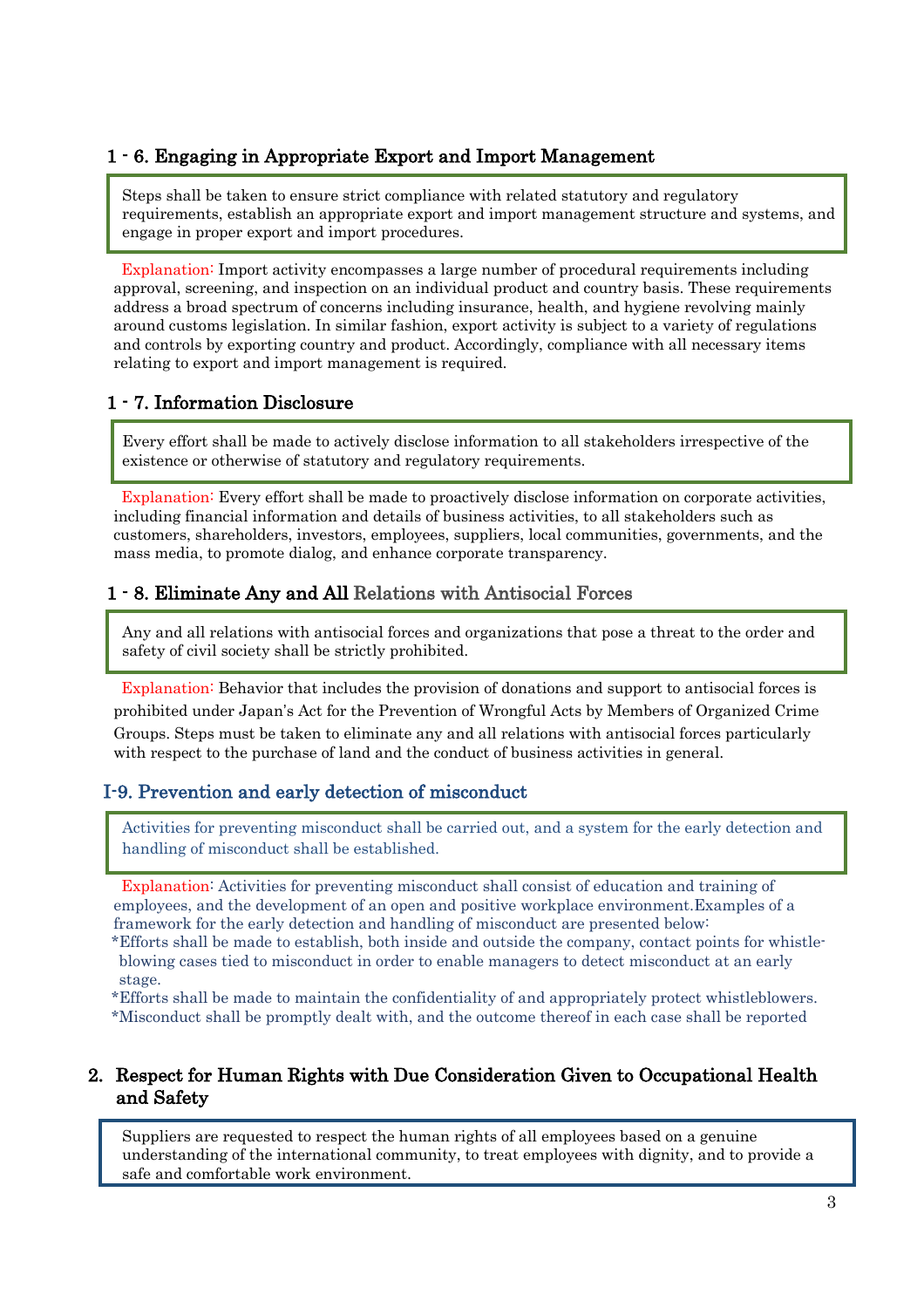### 1 - 6. Engaging in Appropriate Export and Import Management

> Steps shall be taken to ensure strict compliance with related statutory and regulatory requirements, establish an appropriate export and import management structure and systems, and engage in proper export and import procedures.

Explanation: Import activity encompasses a large number of procedural requirements including approval, screening, and inspection on an individual product and country basis. These requirements address a broad spectrum of concerns including insurance, health, and hygiene revolving mainly around customs legislation. In similar fashion, export activity is subject to a variety of regulations and controls by exporting country and product. Accordingly, compliance with all necessary items relating to export and import management is required.

### 1 - 7. Information Disclosure

> Every effort shall be made to actively disclose information to all stakeholders irrespective of the existence or otherwise of statutory and regulatory requirements.

Explanation: Every effort shall be made to proactively disclose information on corporate activities, including financial information and details of business activities, to all stakeholders such as customers, shareholders, investors, employees, suppliers, local communities, governments, and the mass media, to promote dialog, and enhance corporate transparency.

### 1 - 8. Eliminate Any and All Relations with Antisocial Forces

> Any and all relations with antisocial forces and organizations that pose a threat to the order and safety of civil society shall be strictly prohibited.

Explanation: Behavior that includes the provision of donations and support to antisocial forces is prohibited under Japan's Act for the Prevention of Wrongful Acts by Members of Organized Crime Groups. Steps must be taken to eliminate any and all relations with antisocial forces particularly with respect to the purchase of land and the conduct of business activities in general.

### I-9. Prevention and early detection of misconduct

> Activities for preventing misconduct shall be carried out, and a system for the early detection and handling of misconduct shall be established.

Explanation: Activities for preventing misconduct shall consist of education and training of employees, and the development of an open and positive workplace environment.Examples of a framework for the early detection and handling of misconduct are presented below:

*Efforts shall be made to establish, both inside and outside the company, contact points for whistle-blowing cases tied to misconduct in order to enable managers to detect misconduct at an early stage.
*Efforts shall be made to maintain the confidentiality of and appropriately protect whistleblowers.
*Misconduct shall be promptly dealt with, and the outcome thereof in each case shall be reported

## 2. Respect for Human Rights with Due Consideration Given to Occupational Health and Safety

> Suppliers are requested to respect the human rights of all employees based on a genuine understanding of the international community, to treat employees with dignity, and to provide a safe and comfortable work environment.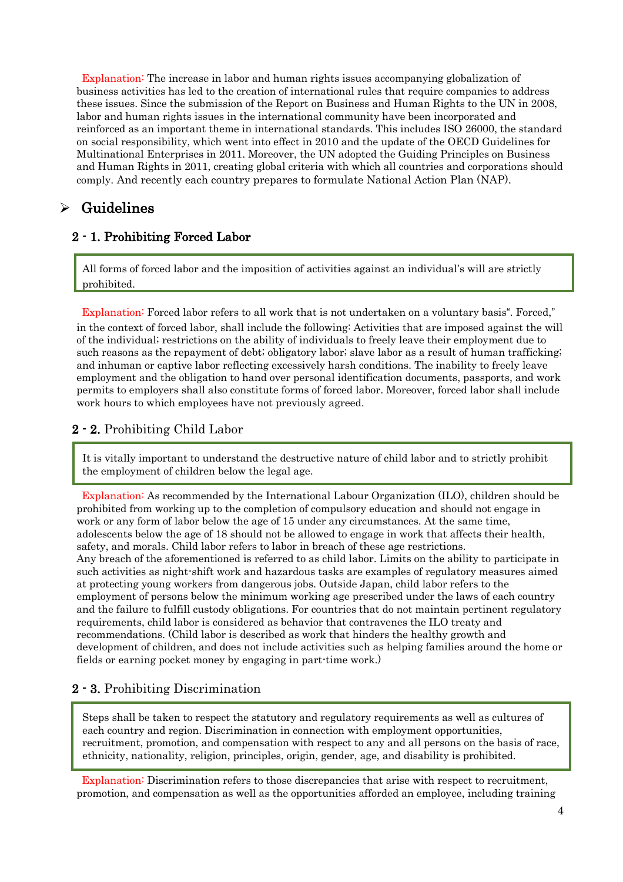Explanation: The increase in labor and human rights issues accompanying globalization of business activities has led to the creation of international rules that require companies to address these issues. Since the submission of the Report on Business and Human Rights to the UN in 2008, labor and human rights issues in the international community have been incorporated and reinforced as an important theme in international standards. This includes ISO 26000, the standard on social responsibility, which went into effect in 2010 and the update of the OECD Guidelines for Multinational Enterprises in 2011. Moreover, the UN adopted the Guiding Principles on Business and Human Rights in 2011, creating global criteria with which all countries and corporations should comply. And recently each country prepares to formulate National Action Plan (NAP).

## Guidelines

### 2 - 1. Prohibiting Forced Labor

> All forms of forced labor and the imposition of activities against an individual's will are strictly prohibited.

Explanation: Forced labor refers to all work that is not undertaken on a voluntary basis". Forced," in the context of forced labor, shall include the following: Activities that are imposed against the will of the individual; restrictions on the ability of individuals to freely leave their employment due to such reasons as the repayment of debt; obligatory labor; slave labor as a result of human trafficking; and inhuman or captive labor reflecting excessively harsh conditions. The inability to freely leave employment and the obligation to hand over personal identification documents, passports, and work permits to employers shall also constitute forms of forced labor. Moreover, forced labor shall include work hours to which employees have not previously agreed.

### 2 - 2. Prohibiting Child Labor

> It is vitally important to understand the destructive nature of child labor and to strictly prohibit the employment of children below the legal age.

Explanation: As recommended by the International Labour Organization (ILO), children should be prohibited from working up to the completion of compulsory education and should not engage in work or any form of labor below the age of 15 under any circumstances. At the same time, adolescents below the age of 18 should not be allowed to engage in work that affects their health, safety, and morals. Child labor refers to labor in breach of these age restrictions.
Any breach of the aforementioned is referred to as child labor. Limits on the ability to participate in such activities as night-shift work and hazardous tasks are examples of regulatory measures aimed at protecting young workers from dangerous jobs. Outside Japan, child labor refers to the employment of persons below the minimum working age prescribed under the laws of each country and the failure to fulfill custody obligations. For countries that do not maintain pertinent regulatory requirements, child labor is considered as behavior that contravenes the ILO treaty and recommendations. (Child labor is described as work that hinders the healthy growth and development of children, and does not include activities such as helping families around the home or fields or earning pocket money by engaging in part-time work.)

### 2 - 3. Prohibiting Discrimination

> Steps shall be taken to respect the statutory and regulatory requirements as well as cultures of each country and region. Discrimination in connection with employment opportunities, recruitment, promotion, and compensation with respect to any and all persons on the basis of race, ethnicity, nationality, religion, principles, origin, gender, age, and disability is prohibited.

Explanation: Discrimination refers to those discrepancies that arise with respect to recruitment, promotion, and compensation as well as the opportunities afforded an employee, including training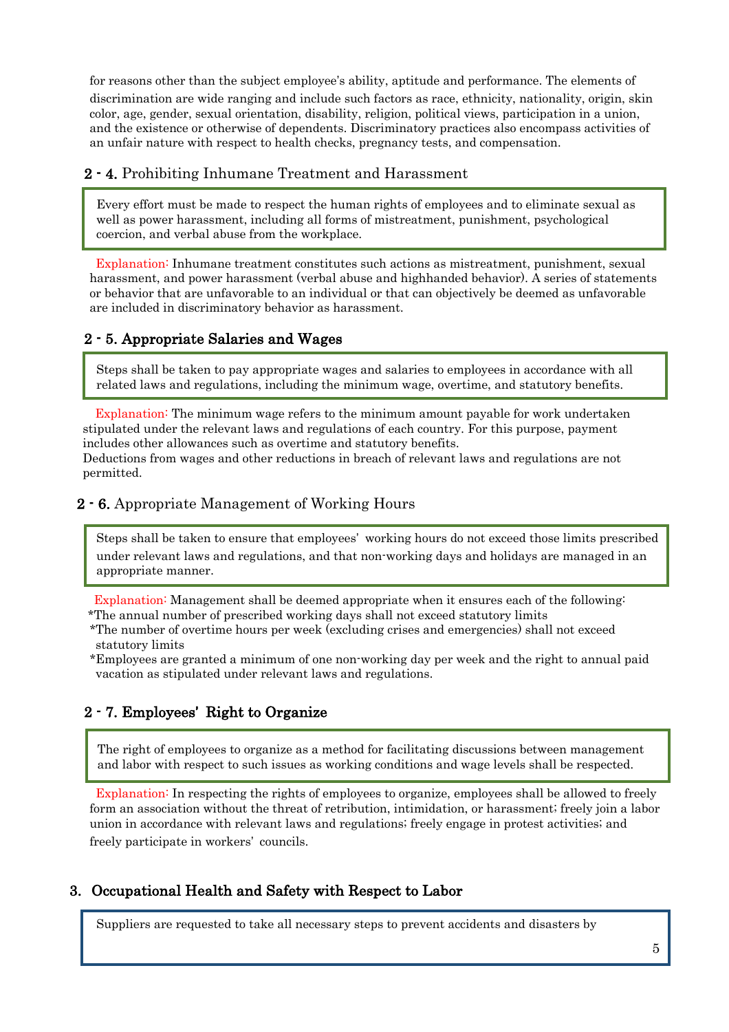for reasons other than the subject employee's ability, aptitude and performance. The elements of discrimination are wide ranging and include such factors as race, ethnicity, nationality, origin, skin color, age, gender, sexual orientation, disability, religion, political views, participation in a union, and the existence or otherwise of dependents. Discriminatory practices also encompass activities of an unfair nature with respect to health checks, pregnancy tests, and compensation.

### 2 - 4. Prohibiting Inhumane Treatment and Harassment

> Every effort must be made to respect the human rights of employees and to eliminate sexual as well as power harassment, including all forms of mistreatment, punishment, psychological coercion, and verbal abuse from the workplace.

Explanation: Inhumane treatment constitutes such actions as mistreatment, punishment, sexual harassment, and power harassment (verbal abuse and highhanded behavior). A series of statements or behavior that are unfavorable to an individual or that can objectively be deemed as unfavorable are included in discriminatory behavior as harassment.

### 2 - 5. Appropriate Salaries and Wages

> Steps shall be taken to pay appropriate wages and salaries to employees in accordance with all related laws and regulations, including the minimum wage, overtime, and statutory benefits.

Explanation: The minimum wage refers to the minimum amount payable for work undertaken stipulated under the relevant laws and regulations of each country. For this purpose, payment includes other allowances such as overtime and statutory benefits.
Deductions from wages and other reductions in breach of relevant laws and regulations are not permitted.

### 2 - 6. Appropriate Management of Working Hours

> Steps shall be taken to ensure that employees' working hours do not exceed those limits prescribed under relevant laws and regulations, and that non-working days and holidays are managed in an appropriate manner.

Explanation: Management shall be deemed appropriate when it ensures each of the following:
*The annual number of prescribed working days shall not exceed statutory limits
*The number of overtime hours per week (excluding crises and emergencies) shall not exceed statutory limits
*Employees are granted a minimum of one non-working day per week and the right to annual paid vacation as stipulated under relevant laws and regulations.

### 2 - 7. Employees' Right to Organize

> The right of employees to organize as a method for facilitating discussions between management and labor with respect to such issues as working conditions and wage levels shall be respected.

Explanation: In respecting the rights of employees to organize, employees shall be allowed to freely form an association without the threat of retribution, intimidation, or harassment; freely join a labor union in accordance with relevant laws and regulations; freely engage in protest activities; and freely participate in workers' councils.

## 3. Occupational Health and Safety with Respect to Labor

> Suppliers are requested to take all necessary steps to prevent accidents and disasters by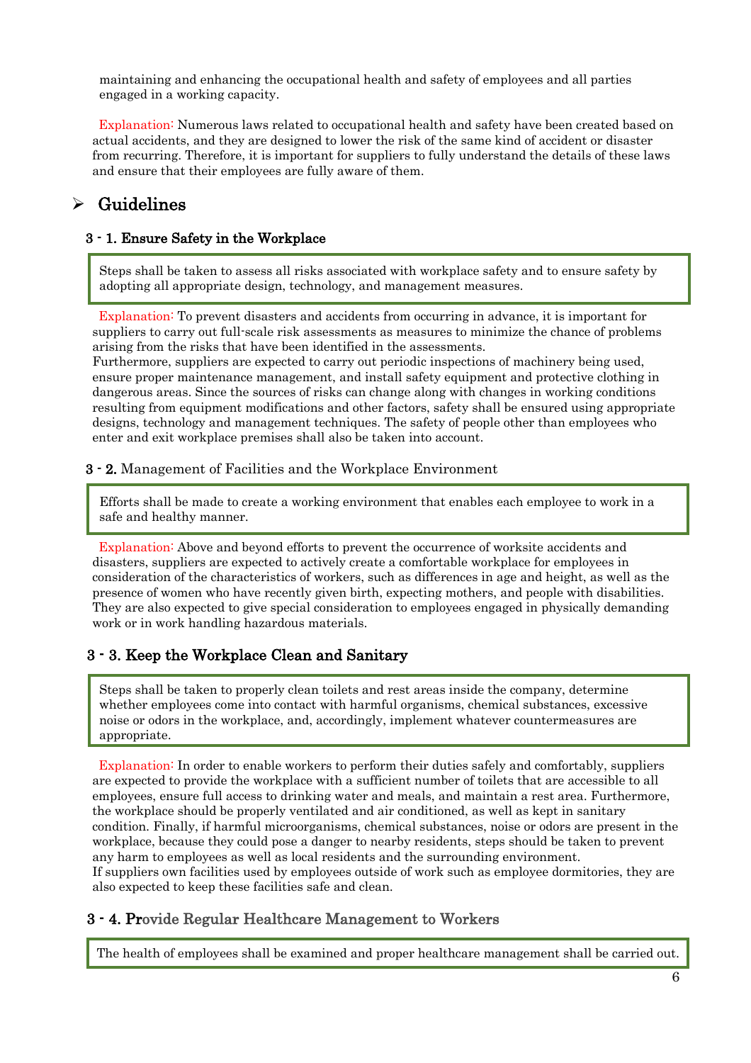maintaining and enhancing the occupational health and safety of employees and all parties engaged in a working capacity.

Explanation: Numerous laws related to occupational health and safety have been created based on actual accidents, and they are designed to lower the risk of the same kind of accident or disaster from recurring. Therefore, it is important for suppliers to fully understand the details of these laws and ensure that their employees are fully aware of them.

## Guidelines

### 3 - 1. Ensure Safety in the Workplace

> Steps shall be taken to assess all risks associated with workplace safety and to ensure safety by adopting all appropriate design, technology, and management measures.

Explanation: To prevent disasters and accidents from occurring in advance, it is important for suppliers to carry out full-scale risk assessments as measures to minimize the chance of problems arising from the risks that have been identified in the assessments.
Furthermore, suppliers are expected to carry out periodic inspections of machinery being used, ensure proper maintenance management, and install safety equipment and protective clothing in dangerous areas. Since the sources of risks can change along with changes in working conditions resulting from equipment modifications and other factors, safety shall be ensured using appropriate designs, technology and management techniques. The safety of people other than employees who enter and exit workplace premises shall also be taken into account.

### 3 - 2. Management of Facilities and the Workplace Environment

> Efforts shall be made to create a working environment that enables each employee to work in a safe and healthy manner.

Explanation: Above and beyond efforts to prevent the occurrence of worksite accidents and disasters, suppliers are expected to actively create a comfortable workplace for employees in consideration of the characteristics of workers, such as differences in age and height, as well as the presence of women who have recently given birth, expecting mothers, and people with disabilities. They are also expected to give special consideration to employees engaged in physically demanding work or in work handling hazardous materials.

### 3 - 3. Keep the Workplace Clean and Sanitary

> Steps shall be taken to properly clean toilets and rest areas inside the company, determine whether employees come into contact with harmful organisms, chemical substances, excessive noise or odors in the workplace, and, accordingly, implement whatever countermeasures are appropriate.

Explanation: In order to enable workers to perform their duties safely and comfortably, suppliers are expected to provide the workplace with a sufficient number of toilets that are accessible to all employees, ensure full access to drinking water and meals, and maintain a rest area. Furthermore, the workplace should be properly ventilated and air conditioned, as well as kept in sanitary condition. Finally, if harmful microorganisms, chemical substances, noise or odors are present in the workplace, because they could pose a danger to nearby residents, steps should be taken to prevent any harm to employees as well as local residents and the surrounding environment.
If suppliers own facilities used by employees outside of work such as employee dormitories, they are also expected to keep these facilities safe and clean.

### 3 - 4. Provide Regular Healthcare Management to Workers

> The health of employees shall be examined and proper healthcare management shall be carried out.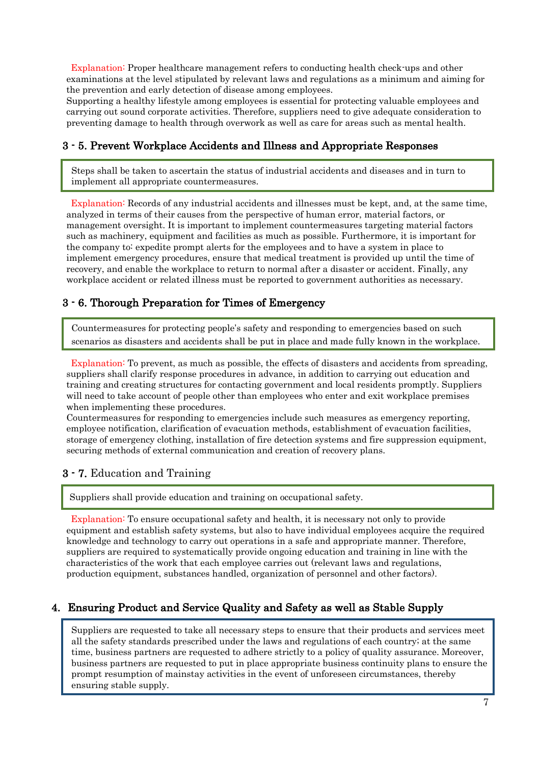Explanation: Proper healthcare management refers to conducting health check-ups and other examinations at the level stipulated by relevant laws and regulations as a minimum and aiming for the prevention and early detection of disease among employees.
Supporting a healthy lifestyle among employees is essential for protecting valuable employees and carrying out sound corporate activities. Therefore, suppliers need to give adequate consideration to preventing damage to health through overwork as well as care for areas such as mental health.

### 3 - 5. Prevent Workplace Accidents and Illness and Appropriate Responses

> Steps shall be taken to ascertain the status of industrial accidents and diseases and in turn to implement all appropriate countermeasures.

Explanation: Records of any industrial accidents and illnesses must be kept, and, at the same time, analyzed in terms of their causes from the perspective of human error, material factors, or management oversight. It is important to implement countermeasures targeting material factors such as machinery, equipment and facilities as much as possible. Furthermore, it is important for the company to: expedite prompt alerts for the employees and to have a system in place to implement emergency procedures, ensure that medical treatment is provided up until the time of recovery, and enable the workplace to return to normal after a disaster or accident. Finally, any workplace accident or related illness must be reported to government authorities as necessary.

### 3 - 6. Thorough Preparation for Times of Emergency

> Countermeasures for protecting people's safety and responding to emergencies based on such scenarios as disasters and accidents shall be put in place and made fully known in the workplace.

Explanation: To prevent, as much as possible, the effects of disasters and accidents from spreading, suppliers shall clarify response procedures in advance, in addition to carrying out education and training and creating structures for contacting government and local residents promptly. Suppliers will need to take account of people other than employees who enter and exit workplace premises when implementing these procedures.
Countermeasures for responding to emergencies include such measures as emergency reporting, employee notification, clarification of evacuation methods, establishment of evacuation facilities, storage of emergency clothing, installation of fire detection systems and fire suppression equipment, securing methods of external communication and creation of recovery plans.

### 3 - 7. Education and Training

> Suppliers shall provide education and training on occupational safety.

Explanation: To ensure occupational safety and health, it is necessary not only to provide equipment and establish safety systems, but also to have individual employees acquire the required knowledge and technology to carry out operations in a safe and appropriate manner. Therefore, suppliers are required to systematically provide ongoing education and training in line with the characteristics of the work that each employee carries out (relevant laws and regulations, production equipment, substances handled, organization of personnel and other factors).

## 4. Ensuring Product and Service Quality and Safety as well as Stable Supply

> Suppliers are requested to take all necessary steps to ensure that their products and services meet all the safety standards prescribed under the laws and regulations of each country; at the same time, business partners are requested to adhere strictly to a policy of quality assurance. Moreover, business partners are requested to put in place appropriate business continuity plans to ensure the prompt resumption of mainstay activities in the event of unforeseen circumstances, thereby ensuring stable supply.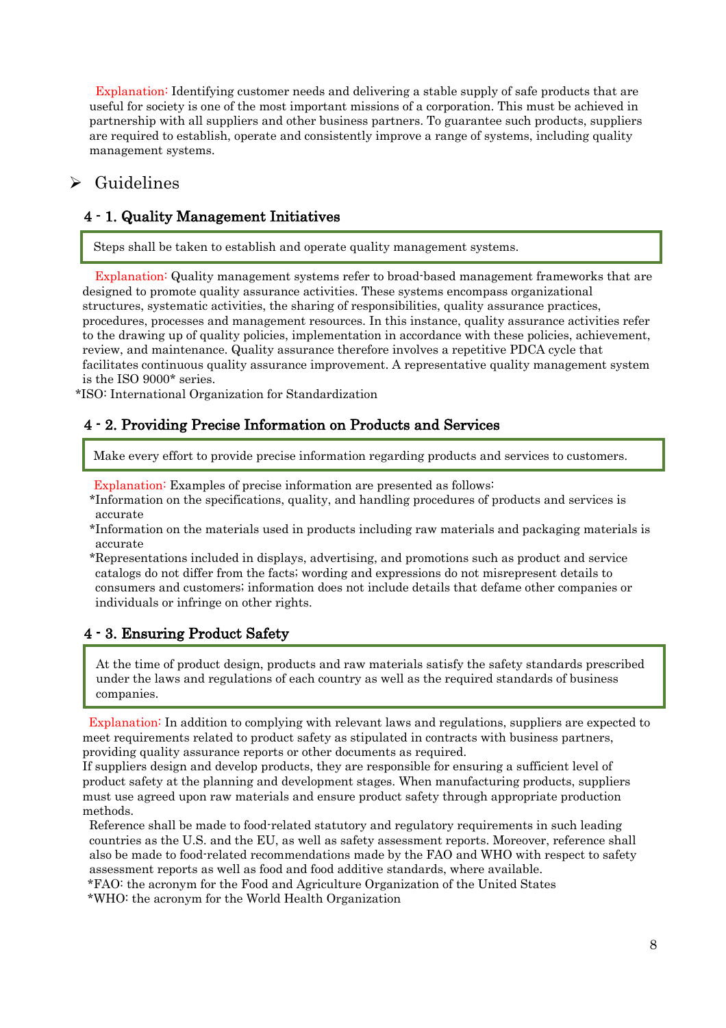Explanation: Identifying customer needs and delivering a stable supply of safe products that are useful for society is one of the most important missions of a corporation. This must be achieved in partnership with all suppliers and other business partners. To guarantee such products, suppliers are required to establish, operate and consistently improve a range of systems, including quality management systems.

## ➢ Guidelines

### 4 - 1. Quality Management Initiatives

> Steps shall be taken to establish and operate quality management systems.

Explanation: Quality management systems refer to broad-based management frameworks that are designed to promote quality assurance activities. These systems encompass organizational structures, systematic activities, the sharing of responsibilities, quality assurance practices, procedures, processes and management resources. In this instance, quality assurance activities refer to the drawing up of quality policies, implementation in accordance with these policies, achievement, review, and maintenance. Quality assurance therefore involves a repetitive PDCA cycle that facilitates continuous quality assurance improvement. A representative quality management system is the ISO 9000* series.

*ISO: International Organization for Standardization

### 4 - 2. Providing Precise Information on Products and Services

> Make every effort to provide precise information regarding products and services to customers.

Explanation: Examples of precise information are presented as follows:

*Information on the specifications, quality, and handling procedures of products and services is accurate

*Information on the materials used in products including raw materials and packaging materials is accurate

*Representations included in displays, advertising, and promotions such as product and service catalogs do not differ from the facts; wording and expressions do not misrepresent details to consumers and customers; information does not include details that defame other companies or individuals or infringe on other rights.

### 4 - 3. Ensuring Product Safety

> At the time of product design, products and raw materials satisfy the safety standards prescribed under the laws and regulations of each country as well as the required standards of business companies.

Explanation: In addition to complying with relevant laws and regulations, suppliers are expected to meet requirements related to product safety as stipulated in contracts with business partners, providing quality assurance reports or other documents as required.

If suppliers design and develop products, they are responsible for ensuring a sufficient level of product safety at the planning and development stages. When manufacturing products, suppliers must use agreed upon raw materials and ensure product safety through appropriate production methods.

Reference shall be made to food-related statutory and regulatory requirements in such leading countries as the U.S. and the EU, as well as safety assessment reports. Moreover, reference shall also be made to food-related recommendations made by the FAO and WHO with respect to safety assessment reports as well as food and food additive standards, where available.

*FAO: the acronym for the Food and Agriculture Organization of the United States

*WHO: the acronym for the World Health Organization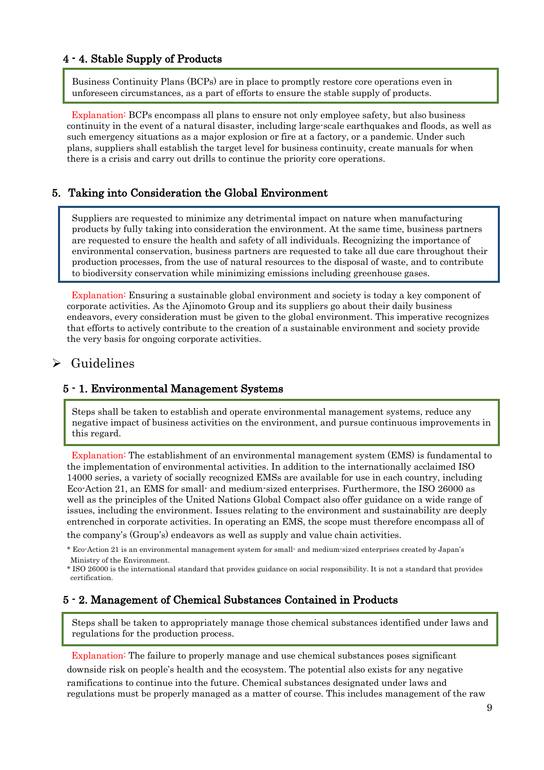### 4 - 4. Stable Supply of Products

> Business Continuity Plans (BCPs) are in place to promptly restore core operations even in unforeseen circumstances, as a part of efforts to ensure the stable supply of products.

Explanation: BCPs encompass all plans to ensure not only employee safety, but also business continuity in the event of a natural disaster, including large-scale earthquakes and floods, as well as such emergency situations as a major explosion or fire at a factory, or a pandemic. Under such plans, suppliers shall establish the target level for business continuity, create manuals for when there is a crisis and carry out drills to continue the priority core operations.

## 5. Taking into Consideration the Global Environment

> Suppliers are requested to minimize any detrimental impact on nature when manufacturing products by fully taking into consideration the environment. At the same time, business partners are requested to ensure the health and safety of all individuals. Recognizing the importance of environmental conservation, business partners are requested to take all due care throughout their production processes, from the use of natural resources to the disposal of waste, and to contribute to biodiversity conservation while minimizing emissions including greenhouse gases.

Explanation: Ensuring a sustainable global environment and society is today a key component of corporate activities. As the Ajinomoto Group and its suppliers go about their daily business endeavors, every consideration must be given to the global environment. This imperative recognizes that efforts to actively contribute to the creation of a sustainable environment and society provide the very basis for ongoing corporate activities.

- Guidelines

### 5 - 1. Environmental Management Systems

> Steps shall be taken to establish and operate environmental management systems, reduce any negative impact of business activities on the environment, and pursue continuous improvements in this regard.

Explanation: The establishment of an environmental management system (EMS) is fundamental to the implementation of environmental activities. In addition to the internationally acclaimed ISO 14000 series, a variety of socially recognized EMSs are available for use in each country, including Eco-Action 21, an EMS for small- and medium-sized enterprises. Furthermore, the ISO 26000 as well as the principles of the United Nations Global Compact also offer guidance on a wide range of issues, including the environment. Issues relating to the environment and sustainability are deeply entrenched in corporate activities. In operating an EMS, the scope must therefore encompass all of the company's (Group's) endeavors as well as supply and value chain activities.

\* Eco-Action 21 is an environmental management system for small- and medium-sized enterprises created by Japan's Ministry of the Environment.
\* ISO 26000 is the international standard that provides guidance on social responsibility. It is not a standard that provides certification.

### 5 - 2. Management of Chemical Substances Contained in Products

> Steps shall be taken to appropriately manage those chemical substances identified under laws and regulations for the production process.

Explanation: The failure to properly manage and use chemical substances poses significant downside risk on people's health and the ecosystem. The potential also exists for any negative ramifications to continue into the future. Chemical substances designated under laws and regulations must be properly managed as a matter of course. This includes management of the raw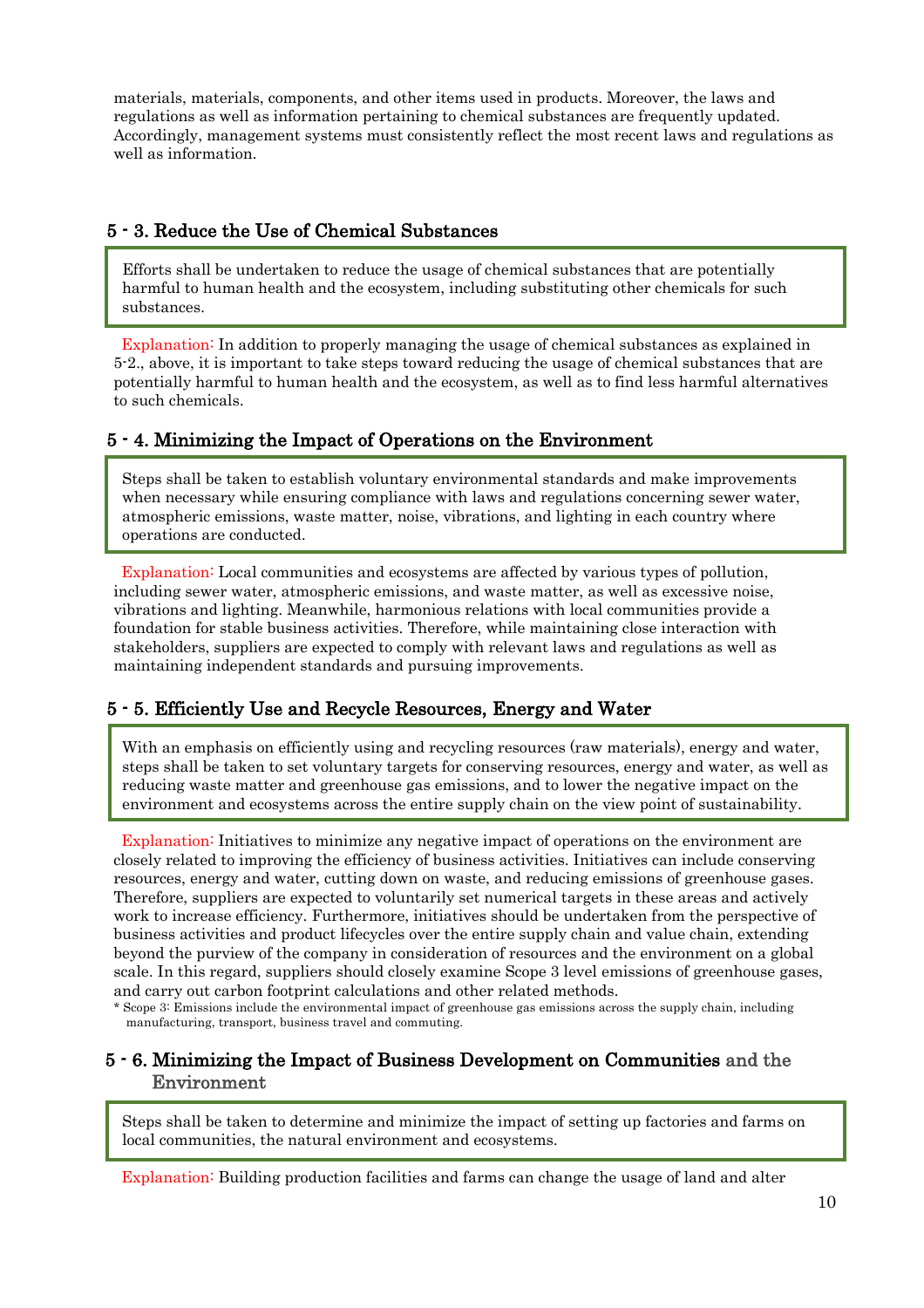materials, materials, components, and other items used in products. Moreover, the laws and regulations as well as information pertaining to chemical substances are frequently updated. Accordingly, management systems must consistently reflect the most recent laws and regulations as well as information.

### 5 - 3. Reduce the Use of Chemical Substances

> Efforts shall be undertaken to reduce the usage of chemical substances that are potentially harmful to human health and the ecosystem, including substituting other chemicals for such substances.

Explanation: In addition to properly managing the usage of chemical substances as explained in 5-2., above, it is important to take steps toward reducing the usage of chemical substances that are potentially harmful to human health and the ecosystem, as well as to find less harmful alternatives to such chemicals.

### 5 - 4. Minimizing the Impact of Operations on the Environment

> Steps shall be taken to establish voluntary environmental standards and make improvements when necessary while ensuring compliance with laws and regulations concerning sewer water, atmospheric emissions, waste matter, noise, vibrations, and lighting in each country where operations are conducted.

Explanation: Local communities and ecosystems are affected by various types of pollution, including sewer water, atmospheric emissions, and waste matter, as well as excessive noise, vibrations and lighting. Meanwhile, harmonious relations with local communities provide a foundation for stable business activities. Therefore, while maintaining close interaction with stakeholders, suppliers are expected to comply with relevant laws and regulations as well as maintaining independent standards and pursuing improvements.

### 5 - 5. Efficiently Use and Recycle Resources, Energy and Water

> With an emphasis on efficiently using and recycling resources (raw materials), energy and water, steps shall be taken to set voluntary targets for conserving resources, energy and water, as well as reducing waste matter and greenhouse gas emissions, and to lower the negative impact on the environment and ecosystems across the entire supply chain on the view point of sustainability.

Explanation: Initiatives to minimize any negative impact of operations on the environment are closely related to improving the efficiency of business activities. Initiatives can include conserving resources, energy and water, cutting down on waste, and reducing emissions of greenhouse gases. Therefore, suppliers are expected to voluntarily set numerical targets in these areas and actively work to increase efficiency. Furthermore, initiatives should be undertaken from the perspective of business activities and product lifecycles over the entire supply chain and value chain, extending beyond the purview of the company in consideration of resources and the environment on a global scale. In this regard, suppliers should closely examine Scope 3 level emissions of greenhouse gases, and carry out carbon footprint calculations and other related methods.

* Scope 3: Emissions include the environmental impact of greenhouse gas emissions across the supply chain, including manufacturing, transport, business travel and commuting.

### 5 - 6. Minimizing the Impact of Business Development on Communities and the Environment

> Steps shall be taken to determine and minimize the impact of setting up factories and farms on local communities, the natural environment and ecosystems.

Explanation: Building production facilities and farms can change the usage of land and alter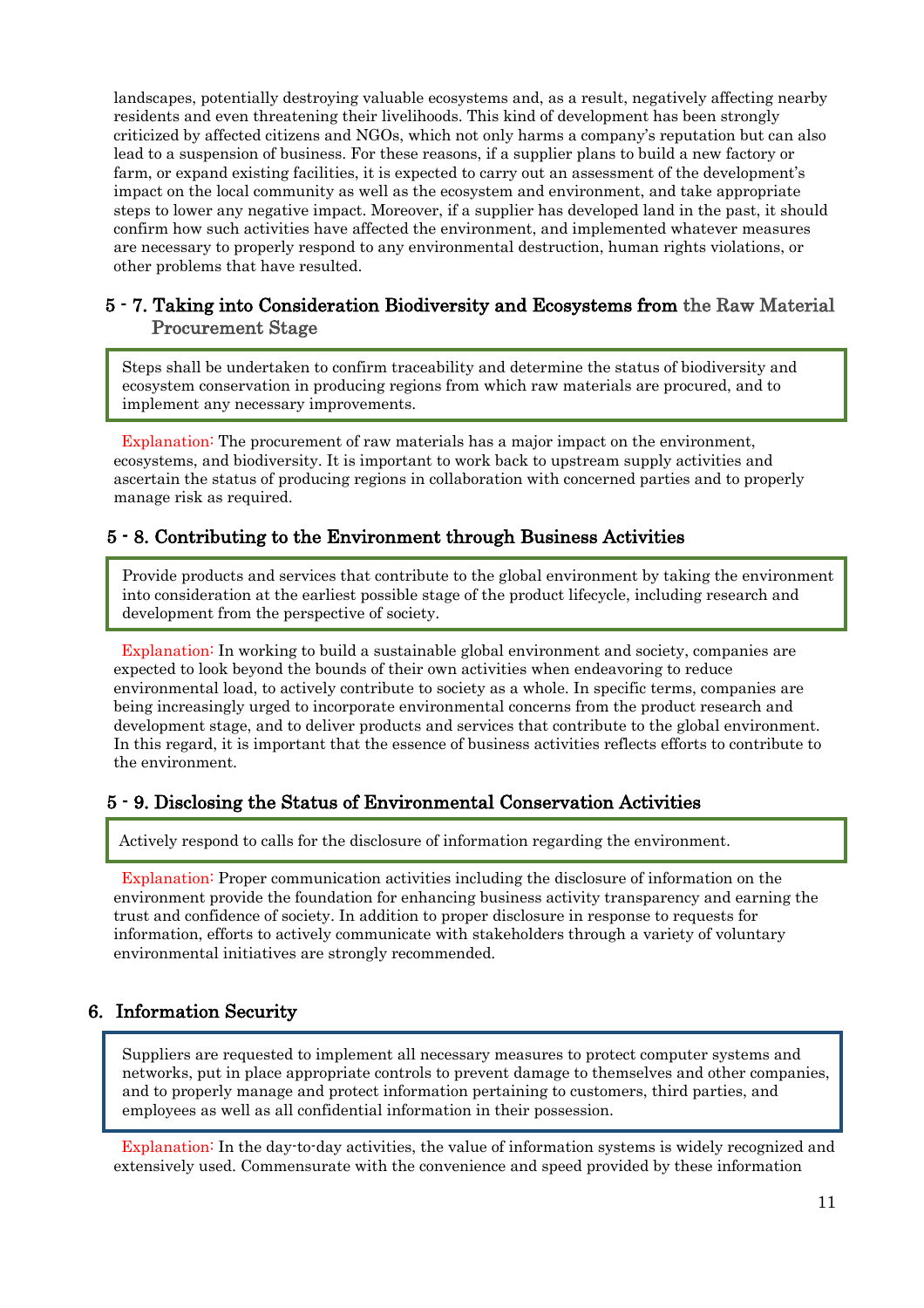landscapes, potentially destroying valuable ecosystems and, as a result, negatively affecting nearby residents and even threatening their livelihoods. This kind of development has been strongly criticized by affected citizens and NGOs, which not only harms a company's reputation but can also lead to a suspension of business. For these reasons, if a supplier plans to build a new factory or farm, or expand existing facilities, it is expected to carry out an assessment of the development's impact on the local community as well as the ecosystem and environment, and take appropriate steps to lower any negative impact. Moreover, if a supplier has developed land in the past, it should confirm how such activities have affected the environment, and implemented whatever measures are necessary to properly respond to any environmental destruction, human rights violations, or other problems that have resulted.

### 5 - 7. Taking into Consideration Biodiversity and Ecosystems from the Raw Material Procurement Stage

> Steps shall be undertaken to confirm traceability and determine the status of biodiversity and ecosystem conservation in producing regions from which raw materials are procured, and to implement any necessary improvements.

Explanation: The procurement of raw materials has a major impact on the environment, ecosystems, and biodiversity. It is important to work back to upstream supply activities and ascertain the status of producing regions in collaboration with concerned parties and to properly manage risk as required.

### 5 - 8. Contributing to the Environment through Business Activities

> Provide products and services that contribute to the global environment by taking the environment into consideration at the earliest possible stage of the product lifecycle, including research and development from the perspective of society.

Explanation: In working to build a sustainable global environment and society, companies are expected to look beyond the bounds of their own activities when endeavoring to reduce environmental load, to actively contribute to society as a whole. In specific terms, companies are being increasingly urged to incorporate environmental concerns from the product research and development stage, and to deliver products and services that contribute to the global environment. In this regard, it is important that the essence of business activities reflects efforts to contribute to the environment.

### 5 - 9. Disclosing the Status of Environmental Conservation Activities

> Actively respond to calls for the disclosure of information regarding the environment.

Explanation: Proper communication activities including the disclosure of information on the environment provide the foundation for enhancing business activity transparency and earning the trust and confidence of society. In addition to proper disclosure in response to requests for information, efforts to actively communicate with stakeholders through a variety of voluntary environmental initiatives are strongly recommended.

## 6. Information Security

> Suppliers are requested to implement all necessary measures to protect computer systems and networks, put in place appropriate controls to prevent damage to themselves and other companies, and to properly manage and protect information pertaining to customers, third parties, and employees as well as all confidential information in their possession.

Explanation: In the day-to-day activities, the value of information systems is widely recognized and extensively used. Commensurate with the convenience and speed provided by these information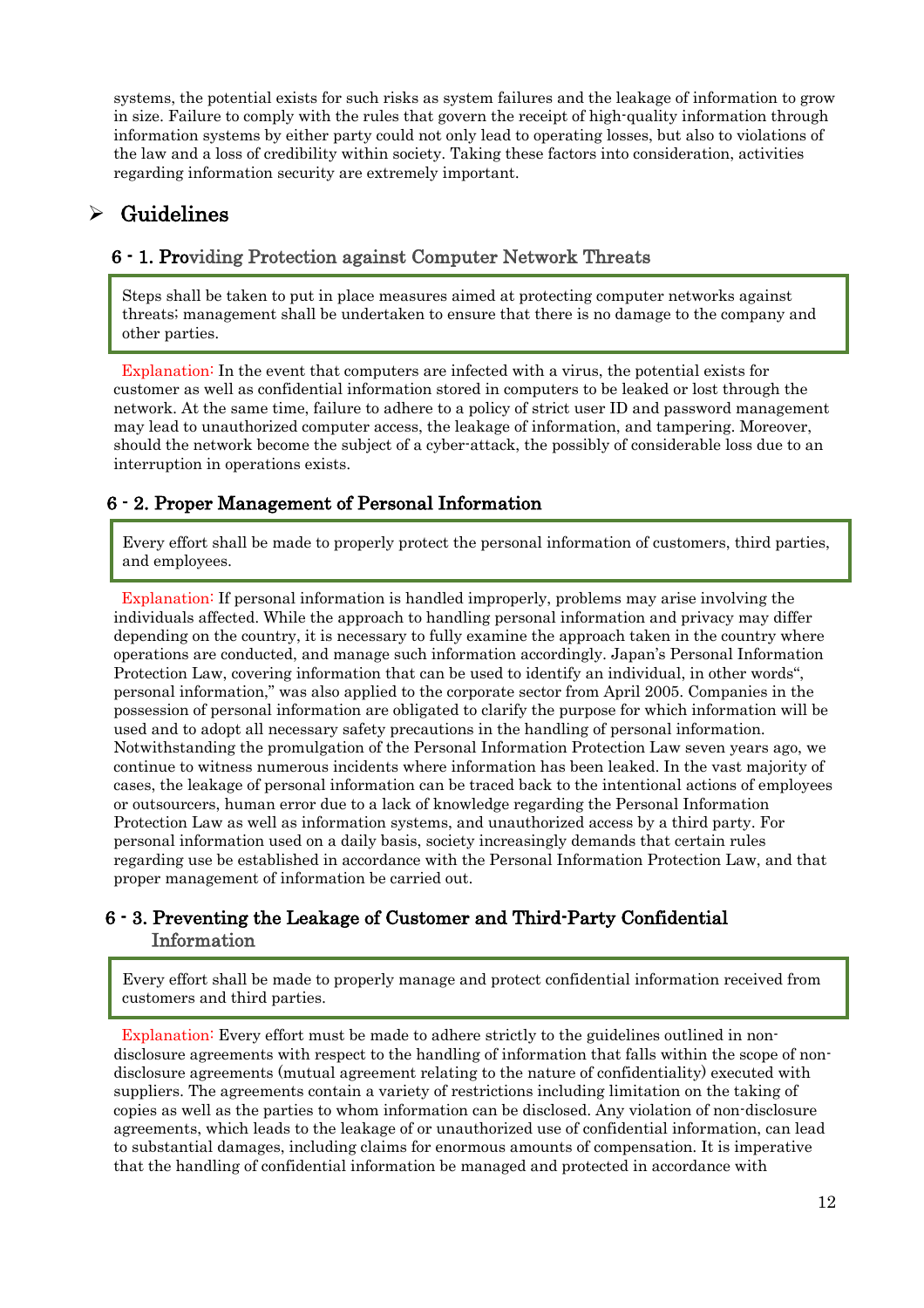systems, the potential exists for such risks as system failures and the leakage of information to grow in size. Failure to comply with the rules that govern the receipt of high-quality information through information systems by either party could not only lead to operating losses, but also to violations of the law and a loss of credibility within society. Taking these factors into consideration, activities regarding information security are extremely important.

## ➢ Guidelines

### 6 - 1. Providing Protection against Computer Network Threats

> Steps shall be taken to put in place measures aimed at protecting computer networks against threats; management shall be undertaken to ensure that there is no damage to the company and other parties.

Explanation: In the event that computers are infected with a virus, the potential exists for customer as well as confidential information stored in computers to be leaked or lost through the network. At the same time, failure to adhere to a policy of strict user ID and password management may lead to unauthorized computer access, the leakage of information, and tampering. Moreover, should the network become the subject of a cyber-attack, the possibly of considerable loss due to an interruption in operations exists.

### 6 - 2. Proper Management of Personal Information

> Every effort shall be made to properly protect the personal information of customers, third parties, and employees.

Explanation: If personal information is handled improperly, problems may arise involving the individuals affected. While the approach to handling personal information and privacy may differ depending on the country, it is necessary to fully examine the approach taken in the country where operations are conducted, and manage such information accordingly. Japan's Personal Information Protection Law, covering information that can be used to identify an individual, in other words", personal information," was also applied to the corporate sector from April 2005. Companies in the possession of personal information are obligated to clarify the purpose for which information will be used and to adopt all necessary safety precautions in the handling of personal information. Notwithstanding the promulgation of the Personal Information Protection Law seven years ago, we continue to witness numerous incidents where information has been leaked. In the vast majority of cases, the leakage of personal information can be traced back to the intentional actions of employees or outsourcers, human error due to a lack of knowledge regarding the Personal Information Protection Law as well as information systems, and unauthorized access by a third party. For personal information used on a daily basis, society increasingly demands that certain rules regarding use be established in accordance with the Personal Information Protection Law, and that proper management of information be carried out.

### 6 - 3. Preventing the Leakage of Customer and Third-Party Confidential Information

> Every effort shall be made to properly manage and protect confidential information received from customers and third parties.

Explanation: Every effort must be made to adhere strictly to the guidelines outlined in non-disclosure agreements with respect to the handling of information that falls within the scope of non-disclosure agreements (mutual agreement relating to the nature of confidentiality) executed with suppliers. The agreements contain a variety of restrictions including limitation on the taking of copies as well as the parties to whom information can be disclosed. Any violation of non-disclosure agreements, which leads to the leakage of or unauthorized use of confidential information, can lead to substantial damages, including claims for enormous amounts of compensation. It is imperative that the handling of confidential information be managed and protected in accordance with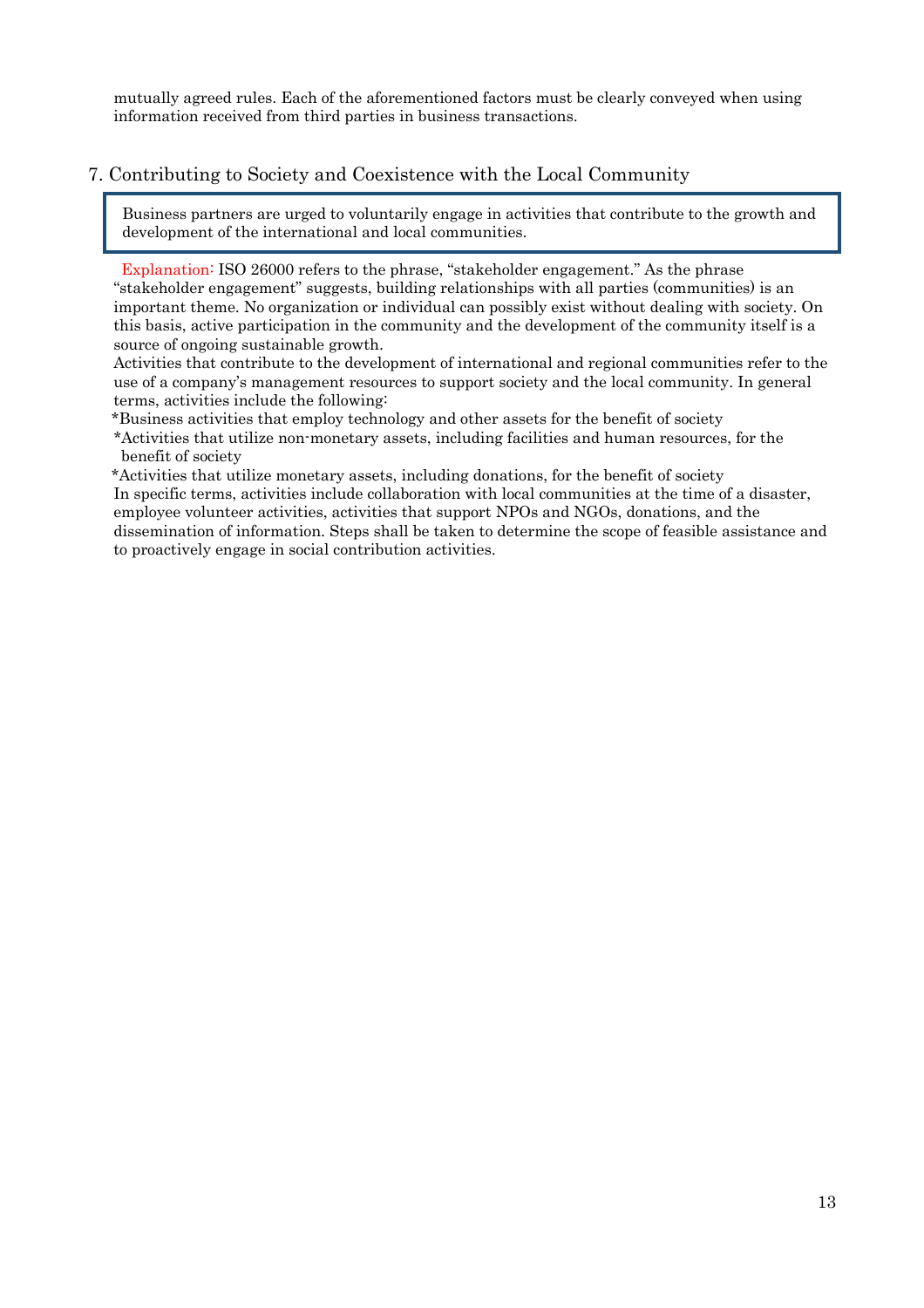mutually agreed rules. Each of the aforementioned factors must be clearly conveyed when using information received from third parties in business transactions.

## 7. Contributing to Society and Coexistence with the Local Community

> Business partners are urged to voluntarily engage in activities that contribute to the growth and development of the international and local communities.

Explanation: ISO 26000 refers to the phrase, "stakeholder engagement." As the phrase "stakeholder engagement" suggests, building relationships with all parties (communities) is an important theme. No organization or individual can possibly exist without dealing with society. On this basis, active participation in the community and the development of the community itself is a source of ongoing sustainable growth.

Activities that contribute to the development of international and regional communities refer to the use of a company's management resources to support society and the local community. In general terms, activities include the following:

*Business activities that employ technology and other assets for the benefit of society

*Activities that utilize non-monetary assets, including facilities and human resources, for the benefit of society

*Activities that utilize monetary assets, including donations, for the benefit of society

In specific terms, activities include collaboration with local communities at the time of a disaster, employee volunteer activities, activities that support NPOs and NGOs, donations, and the dissemination of information. Steps shall be taken to determine the scope of feasible assistance and to proactively engage in social contribution activities.